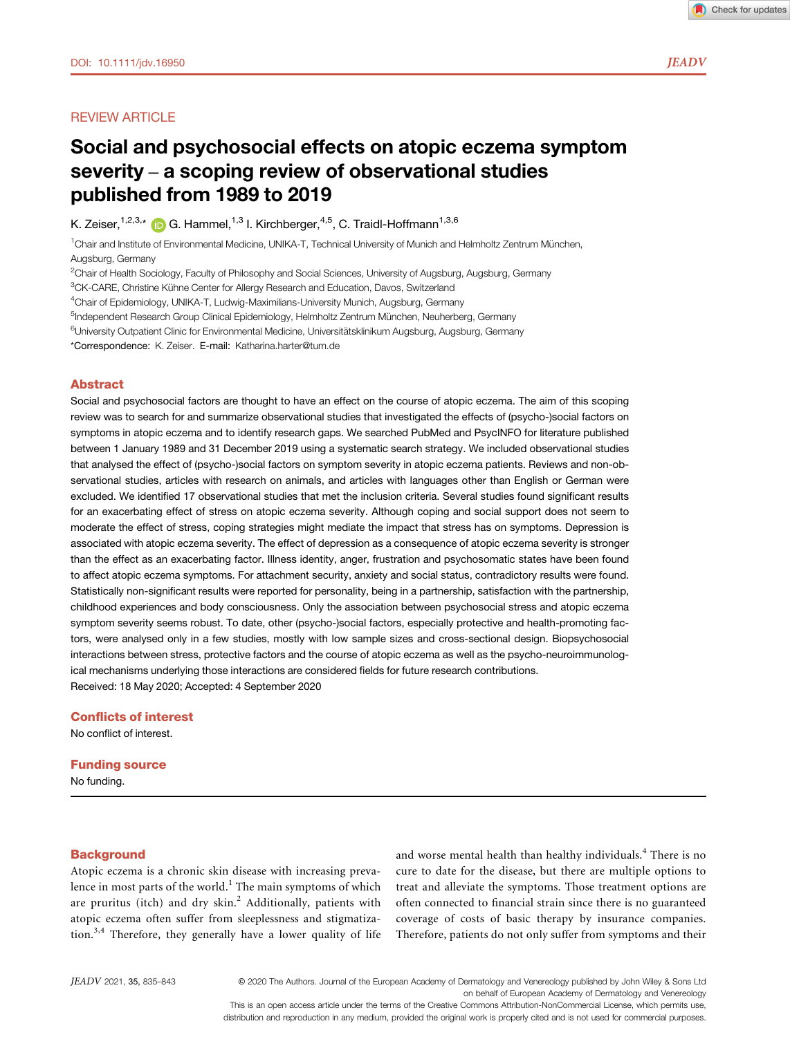DOI: 10.1111/jdv.16950

REVIEW ARTICLE

# Social and psychosocial effects on atopic eczema symptom severity – a scoping review of observational studies published from 1989 to 2019

K. Zeiser,[1,2,3,*] G. Hammel,[1,3] I. Kirchberger,[4,5] C. Traidl-Hoffmann[1,3,6]

[1]Chair and Institute of Environmental Medicine, UNIKA-T, Technical University of Munich and Helmholtz Zentrum München, Augsburg, Germany

[2]Chair of Health Sociology, Faculty of Philosophy and Social Sciences, University of Augsburg, Augsburg, Germany

[3]CK-CARE, Christine Kühne Center for Allergy Research and Education, Davos, Switzerland

[4]Chair of Epidemiology, UNIKA-T, Ludwig-Maximilians-University Munich, Augsburg, Germany

[5]Independent Research Group Clinical Epidemiology, Helmholtz Zentrum München, Neuherberg, Germany

[6]University Outpatient Clinic for Environmental Medicine, Universitätsklinikum Augsburg, Augsburg, Germany

*Correspondence: K. Zeiser. E-mail: Katharina.harter@tum.de

## Abstract

Social and psychosocial factors are thought to have an effect on the course of atopic eczema. The aim of this scoping review was to search for and summarize observational studies that investigated the effects of (psycho-)social factors on symptoms in atopic eczema and to identify research gaps. We searched PubMed and PsycINFO for literature published between 1 January 1989 and 31 December 2019 using a systematic search strategy. We included observational studies that analysed the effect of (psycho-)social factors on symptom severity in atopic eczema patients. Reviews and non-observational studies, articles with research on animals, and articles with languages other than English or German were excluded. We identified 17 observational studies that met the inclusion criteria. Several studies found significant results for an exacerbating effect of stress on atopic eczema severity. Although coping and social support does not seem to moderate the effect of stress, coping strategies might mediate the impact that stress has on symptoms. Depression is associated with atopic eczema severity. The effect of depression as a consequence of atopic eczema severity is stronger than the effect as an exacerbating factor. Illness identity, anger, frustration and psychosomatic states have been found to affect atopic eczema symptoms. For attachment security, anxiety and social status, contradictory results were found. Statistically non-significant results were reported for personality, being in a partnership, satisfaction with the partnership, childhood experiences and body consciousness. Only the association between psychosocial stress and atopic eczema symptom severity seems robust. To date, other (psycho-)social factors, especially protective and health-promoting factors, were analysed only in a few studies, mostly with low sample sizes and cross-sectional design. Biopsychosocial interactions between stress, protective factors and the course of atopic eczema as well as the psycho-neuroimmunological mechanisms underlying those interactions are considered fields for future research contributions.

Received: 18 May 2020; Accepted: 4 September 2020

## Conflicts of interest

No conflict of interest.

## Funding source

No funding.

## Background

Atopic eczema is a chronic skin disease with increasing prevalence in most parts of the world.[1] The main symptoms of which are pruritus (itch) and dry skin.[2] Additionally, patients with atopic eczema often suffer from sleeplessness and stigmatization.[3,4] Therefore, they generally have a lower quality of life and worse mental health than healthy individuals.[4] There is no cure to date for the disease, but there are multiple options to treat and alleviate the symptoms. Those treatment options are often connected to financial strain since there is no guaranteed coverage of costs of basic therapy by insurance companies. Therefore, patients do not only suffer from symptoms and their

© 2020 The Authors. Journal of the European Academy of Dermatology and Venereology published by John Wiley & Sons Ltd on behalf of European Academy of Dermatology and Venereology

This is an open access article under the terms of the Creative Commons Attribution-NonCommercial License, which permits use, distribution and reproduction in any medium, provided the original work is properly cited and is not used for commercial purposes.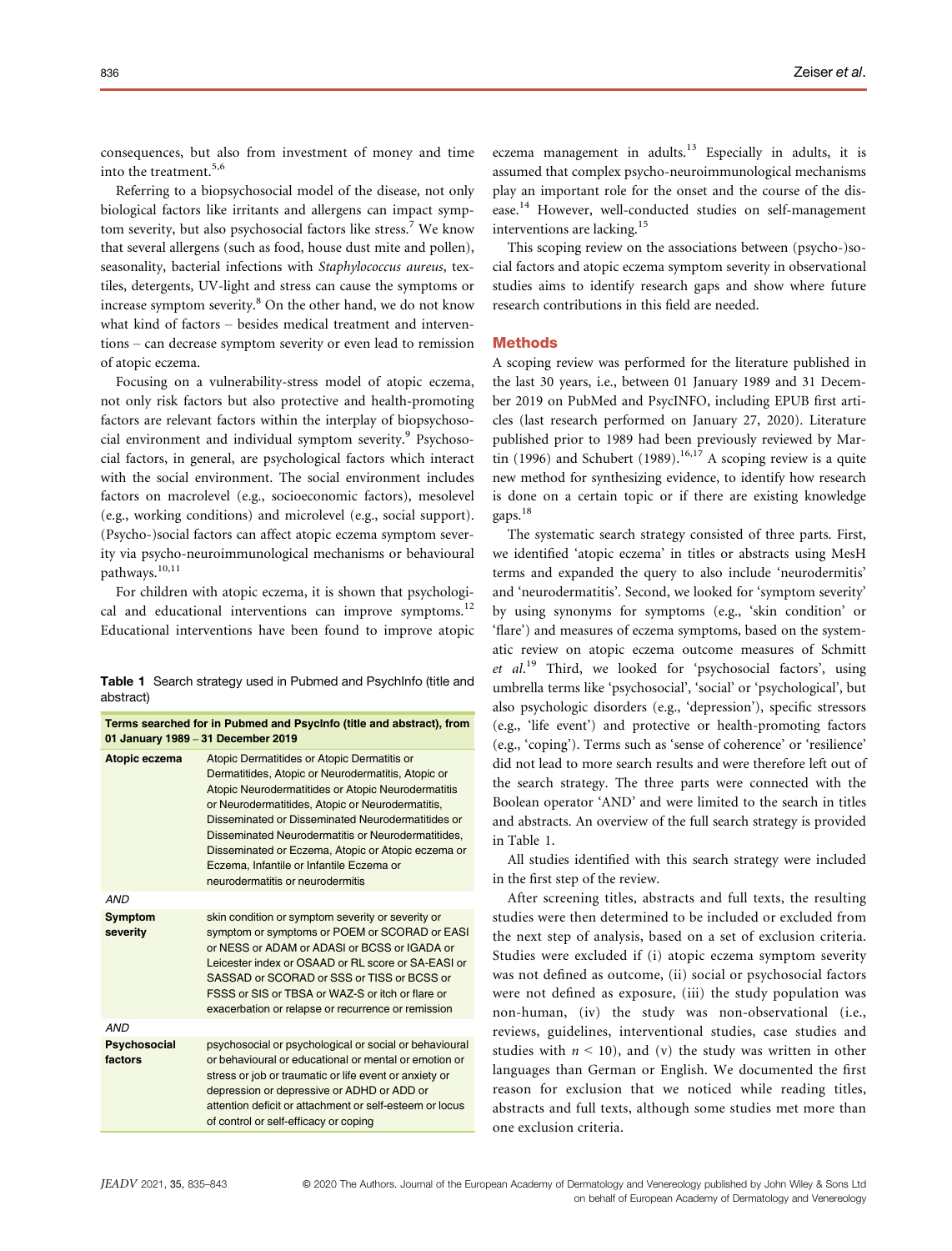consequences, but also from investment of money and time into the treatment.[5,6]

Referring to a biopsychosocial model of the disease, not only biological factors like irritants and allergens can impact symptom severity, but also psychosocial factors like stress.[7] We know that several allergens (such as food, house dust mite and pollen), seasonality, bacterial infections with *Staphylococcus aureus*, textiles, detergents, UV-light and stress can cause the symptoms or increase symptom severity.[8] On the other hand, we do not know what kind of factors – besides medical treatment and interventions – can decrease symptom severity or even lead to remission of atopic eczema.

Focusing on a vulnerability-stress model of atopic eczema, not only risk factors but also protective and health-promoting factors are relevant factors within the interplay of biopsychosocial environment and individual symptom severity.[9] Psychosocial factors, in general, are psychological factors which interact with the social environment. The social environment includes factors on macrolevel (e.g., socioeconomic factors), mesolevel (e.g., working conditions) and microlevel (e.g., social support). (Psycho-)social factors can affect atopic eczema symptom severity via psycho-neuroimmunological mechanisms or behavioural pathways.[10,11]

For children with atopic eczema, it is shown that psychological and educational interventions can improve symptoms.[12] Educational interventions have been found to improve atopic eczema management in adults.[13] Especially in adults, it is assumed that complex psycho-neuroimmunological mechanisms play an important role for the onset and the course of the disease.[14] However, well-conducted studies on self-management interventions are lacking.[15]

This scoping review on the associations between (psycho-)social factors and atopic eczema symptom severity in observational studies aims to identify research gaps and show where future research contributions in this field are needed.

**Table 1** Search strategy used in Pubmed and PsychInfo (title and abstract)

| Terms searched for in Pubmed and PsycInfo (title and abstract), from 01 January 1989 – 31 December 2019 | |
|---|---|
| **Atopic eczema** | Atopic Dermatitides or Atopic Dermatitis or Dermatitides, Atopic or Neurodermatitis, Atopic or Atopic Neurodermatitides or Atopic Neurodermatitis or Neurodermatitides, Atopic or Neurodermatitis, Disseminated or Disseminated Neurodermatitides or Disseminated Neurodermatitis or Neurodermatitides, Disseminated or Eczema, Atopic or Atopic eczema or Eczema, Infantile or Infantile Eczema or neurodermatitis or neurodermitis |
| *AND* | |
| **Symptom severity** | skin condition or symptom severity or severity or symptom or symptoms or POEM or SCORAD or EASI or NESS or ADAM or ADASI or BCSS or IGADA or Leicester index or OSAAD or RL score or SA-EASI or SASSAD or SCORAD or SSS or TISS or BCSS or FSSS or SIS or TBSA or WAZ-S or itch or flare or exacerbation or relapse or recurrence or remission |
| *AND* | |
| **Psychosocial factors** | psychosocial or psychological or social or behavioural or behavioural or educational or mental or emotion or stress or job or traumatic or life event or anxiety or depression or depressive or ADHD or ADD or attention deficit or attachment or self-esteem or locus of control or self-efficacy or coping |

## Methods

A scoping review was performed for the literature published in the last 30 years, i.e., between 01 January 1989 and 31 December 2019 on PubMed and PsycINFO, including EPUB first articles (last research performed on January 27, 2020). Literature published prior to 1989 had been previously reviewed by Martin (1996) and Schubert (1989).[16,17] A scoping review is a quite new method for synthesizing evidence, to identify how research is done on a certain topic or if there are existing knowledge gaps.[18]

The systematic search strategy consisted of three parts. First, we identified 'atopic eczema' in titles or abstracts using MesH terms and expanded the query to also include 'neurodermitis' and 'neurodermatitis'. Second, we looked for 'symptom severity' by using synonyms for symptoms (e.g., 'skin condition' or 'flare') and measures of eczema symptoms, based on the systematic review on atopic eczema outcome measures of Schmitt *et al.*[19] Third, we looked for 'psychosocial factors', using umbrella terms like 'psychosocial', 'social' or 'psychological', but also psychologic disorders (e.g., 'depression'), specific stressors (e.g., 'life event') and protective or health-promoting factors (e.g., 'coping'). Terms such as 'sense of coherence' or 'resilience' did not lead to more search results and were therefore left out of the search strategy. The three parts were connected with the Boolean operator 'AND' and were limited to the search in titles and abstracts. An overview of the full search strategy is provided in Table 1.

All studies identified with this search strategy were included in the first step of the review.

After screening titles, abstracts and full texts, the resulting studies were then determined to be included or excluded from the next step of analysis, based on a set of exclusion criteria. Studies were excluded if (i) atopic eczema symptom severity was not defined as outcome, (ii) social or psychosocial factors were not defined as exposure, (iii) the study population was non-human, (iv) the study was non-observational (i.e., reviews, guidelines, interventional studies, case studies and studies with $n < 10$), and (v) the study was written in other languages than German or English. We documented the first reason for exclusion that we noticed while reading titles, abstracts and full texts, although some studies met more than one exclusion criteria.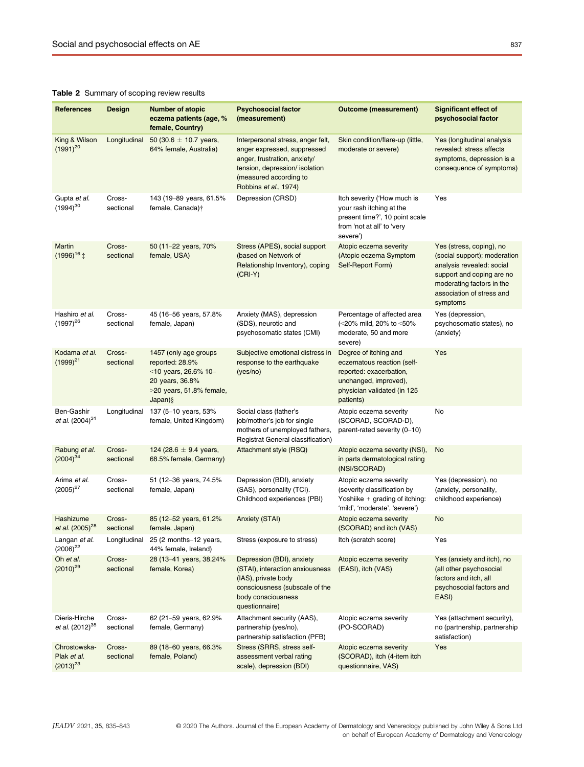**Table 2** Summary of scoping review results

| References | Design | Number of atopic eczema patients (age, % female, Country) | Psychosocial factor (measurement) | Outcome (measurement) | Significant effect of psychosocial factor |
|---|---|---|---|---|---|
| King & Wilson (1991)[20] | Longitudinal | 50 (30.6 ± 10.7 years, 64% female, Australia) | Interpersonal stress, anger felt, anger expressed, suppressed anger, frustration, anxiety/tension, depression/isolation (measured according to Robbins *et al.*, 1974) | Skin condition/flare-up (little, moderate or severe) | Yes (longitudinal analysis revealed: stress affects symptoms, depression is a consequence of symptoms) |
| Gupta *et al.* (1994)[30] | Cross-sectional | 143 (19–89 years, 61.5% female, Canada)† | Depression (CRSD) | Itch severity ('How much is your rash itching at the present time?', 10 point scale from 'not at all' to 'very severe') | Yes |
| Martin (1996)[16] ‡ | Cross-sectional | 50 (11–22 years, 70% female, USA) | Stress (APES), social support (based on Network of Relationship Inventory), coping (CRI-Y) | Atopic eczema severity (Atopic eczema Symptom Self-Report Form) | Yes (stress, coping), no (social support); moderation analysis revealed: social support and coping are no moderating factors in the association of stress and symptoms |
| Hashiro *et al.* (1997)[26] | Cross-sectional | 45 (16–56 years, 57.8% female, Japan) | Anxiety (MAS), depression (SDS), neurotic and psychosomatic states (CMI) | Percentage of affected area (<20% mild, 20% to <50% moderate, 50 and more severe) | Yes (depression, psychosomatic states), no (anxiety) |
| Kodama *et al.* (1999)[21] | Cross-sectional | 1457 (only age groups reported: 28.9% <10 years, 26.6% 10–20 years, 36.8% >20 years, 51.8% female, Japan)§ | Subjective emotional distress in response to the earthquake (yes/no) | Degree of itching and eczematous reaction (self-reported: exacerbation, unchanged, improved), physician validated (in 125 patients) | Yes |
| Ben-Gashir *et al.* (2004)[31] | Longitudinal | 137 (5–10 years, 53% female, United Kingdom) | Social class (father's job/mother's job for single mothers of unemployed fathers, Registrat General classification) | Atopic eczema severity (SCORAD, SCORAD-D), parent-rated severity (0–10) | No |
| Rabung *et al.* (2004)[34] | Cross-sectional | 124 (28.6 ± 9.4 years, 68.5% female, Germany) | Attachment style (RSQ) | Atopic eczema severity (NSI), in parts dermatological rating (NSI/SCORAD) | No |
| Arima *et al.* (2005)[27] | Cross-sectional | 51 (12–36 years, 74.5% female, Japan) | Depression (BDI), anxiety (SAS), personality (TCI). Childhood experiences (PBI) | Atopic eczema severity (severity classification by Yoshiike + grading of itching: 'mild', 'moderate', 'severe') | Yes (depression), no (anxiety, personality, childhood experience) |
| Hashizume *et al.* (2005)[28] | Cross-sectional | 85 (12–52 years, 61.2% female, Japan) | Anxiety (STAI) | Atopic eczema severity (SCORAD) and itch (VAS) | No |
| Langan *et al.* (2006)[22] | Longitudinal | 25 (2 months–12 years, 44% female, Ireland) | Stress (exposure to stress) | Itch (scratch score) | Yes |
| Oh *et al.* (2010)[29] | Cross-sectional | 28 (13–41 years, 38.24% female, Korea) | Depression (BDI), anxiety (STAI), interaction anxiousness (IAS), private body consciousness (subscale of the body consciousness questionnaire) | Atopic eczema severity (EASI), itch (VAS) | Yes (anxiety and itch), no (all other psychosocial factors and itch, all psychosocial factors and EASI) |
| Dieris-Hirche *et al.* (2012)[35] | Cross-sectional | 62 (21–59 years, 62.9% female, Germany) | Attachment security (AAS), partnership (yes/no), partnership satisfaction (PFB) | Atopic eczema severity (PO-SCORAD) | Yes (attachment security), no (partnership, partnership satisfaction) |
| Chrostowska-Plak *et al.* (2013)[23] | Cross-sectional | 89 (18–60 years, 66.3% female, Poland) | Stress (SRRS, stress self-assessment verbal rating scale), depression (BDI) | Atopic eczema severity (SCORAD), itch (4-item itch questionnaire, VAS) | Yes |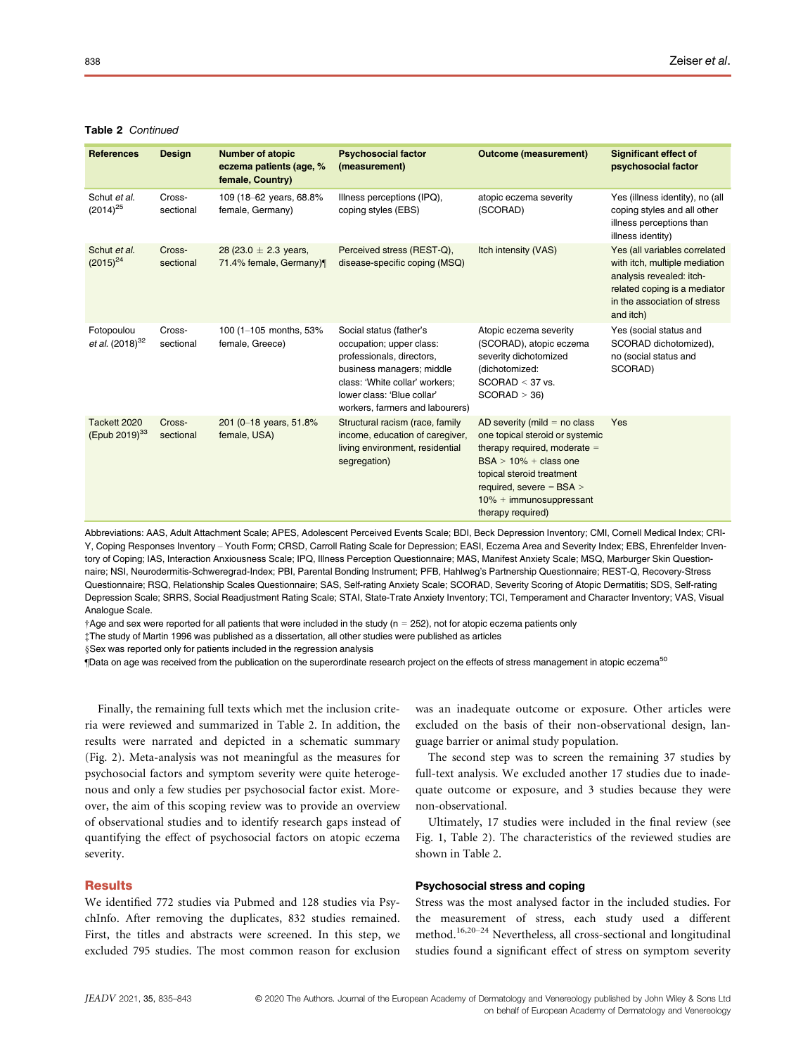**Table 2** *Continued*

| References | Design | Number of atopic eczema patients (age, % female, Country) | Psychosocial factor (measurement) | Outcome (measurement) | Significant effect of psychosocial factor |
|---|---|---|---|---|---|
| Schut *et al.* (2014)[25] | Cross-sectional | 109 (18–62 years, 68.8% female, Germany) | Illness perceptions (IPQ), coping styles (EBS) | atopic eczema severity (SCORAD) | Yes (illness identity), no (all coping styles and all other illness perceptions than illness identity) |
| Schut *et al.* (2015)[24] | Cross-sectional | 28 (23.0 ± 2.3 years, 71.4% female, Germany)¶ | Perceived stress (REST-Q), disease-specific coping (MSQ) | Itch intensity (VAS) | Yes (all variables correlated with itch, multiple mediation analysis revealed: itch-related coping is a mediator in the association of stress and itch) |
| Fotopoulou *et al.* (2018)[32] | Cross-sectional | 100 (1–105 months, 53% female, Greece) | Social status (father's occupation; upper class: professionals, directors, business managers; middle class: 'White collar' workers; lower class: 'Blue collar' workers, farmers and labourers) | Atopic eczema severity (SCORAD), atopic eczema severity dichotomized (dichotomized: SCORAD < 37 vs. SCORAD > 36) | Yes (social status and SCORAD dichotomized), no (social status and SCORAD) |
| Tackett 2020 (Epub 2019)[33] | Cross-sectional | 201 (0–18 years, 51.8% female, USA) | Structural racism (race, family income, education of caregiver, living environment, residential segregation) | AD severity (mild = no class one topical steroid or systemic therapy required, moderate = BSA > 10% + class one topical steroid treatment required, severe = BSA > 10% + immunosuppressant therapy required) | Yes |

Abbreviations: AAS, Adult Attachment Scale; APES, Adolescent Perceived Events Scale; BDI, Beck Depression Inventory; CMI, Cornell Medical Index; CRI-Y, Coping Responses Inventory – Youth Form; CRSD, Carroll Rating Scale for Depression; EASI, Eczema Area and Severity Index; EBS, Ehrenfelder Inventory of Coping; IAS, Interaction Anxiousness Scale; IPQ, Illness Perception Questionnaire; MAS, Manifest Anxiety Scale; MSQ, Marburger Skin Questionnaire; NSI, Neurodermitis-Schweregrad-Index; PBI, Parental Bonding Instrument; PFB, Hahlweg's Partnership Questionnaire; REST-Q, Recovery-Stress Questionnaire; RSQ, Relationship Scales Questionnaire; SAS, Self-rating Anxiety Scale; SCORAD, Severity Scoring of Atopic Dermatitis; SDS, Self-rating Depression Scale; SRRS, Social Readjustment Rating Scale; STAI, State-Trate Anxiety Inventory; TCI, Temperament and Character Inventory; VAS, Visual Analogue Scale.

†Age and sex were reported for all patients that were included in the study (n = 252), not for atopic eczema patients only

‡The study of Martin 1996 was published as a dissertation, all other studies were published as articles

§Sex was reported only for patients included in the regression analysis

¶Data on age was received from the publication on the superordinate research project on the effects of stress management in atopic eczema[50]

Finally, the remaining full texts which met the inclusion criteria were reviewed and summarized in Table 2. In addition, the results were narrated and depicted in a schematic summary (Fig. 2). Meta-analysis was not meaningful as the measures for psychosocial factors and symptom severity were quite heterogeneous and only a few studies per psychosocial factor exist. Moreover, the aim of this scoping review was to provide an overview of observational studies and to identify research gaps instead of quantifying the effect of psychosocial factors on atopic eczema severity.

## Results

We identified 772 studies via Pubmed and 128 studies via PsychInfo. After removing the duplicates, 832 studies remained. First, the titles and abstracts were screened. In this step, we excluded 795 studies. The most common reason for exclusion was an inadequate outcome or exposure. Other articles were excluded on the basis of their non-observational design, language barrier or animal study population.

The second step was to screen the remaining 37 studies by full-text analysis. We excluded another 17 studies due to inadequate outcome or exposure, and 3 studies because they were non-observational.

Ultimately, 17 studies were included in the final review (see Fig. 1, Table 2). The characteristics of the reviewed studies are shown in Table 2.

### Psychosocial stress and coping

Stress was the most analysed factor in the included studies. For the measurement of stress, each study used a different method.[16,20–24] Nevertheless, all cross-sectional and longitudinal studies found a significant effect of stress on symptom severity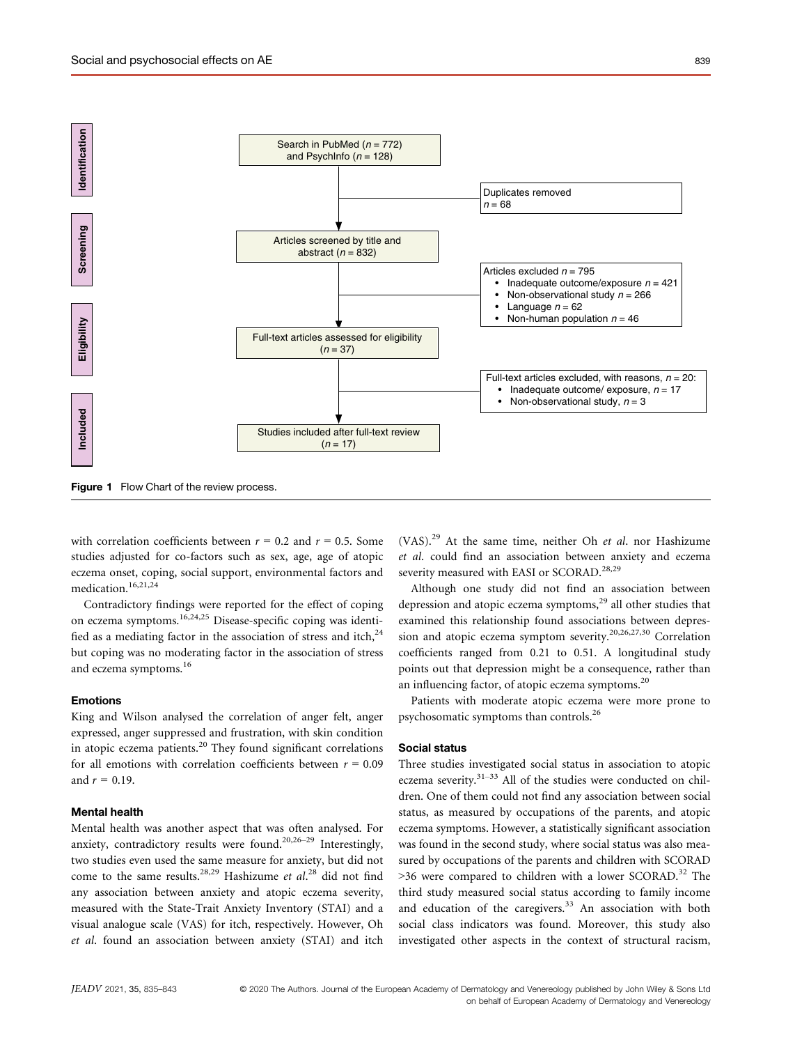Search in PubMed (n = 772) and PsychInfo (n = 128)

Duplicates removed n = 68

Articles screened by title and abstract (n = 832)

Articles excluded n = 795
- Inadequate outcome/exposure n = 421
- Non-observational study n = 266
- Language n = 62
- Non-human population n = 46

Full-text articles assessed for eligibility (n = 37)

Full-text articles excluded, with reasons, n = 20:
- Inadequate outcome/ exposure, n = 17
- Non-observational study, n = 3

Studies included after full-text review (n = 17)

Identification / Screening / Eligibility / Included

**Figure 1** Flow Chart of the review process.

with correlation coefficients between $r = 0.2$ and $r = 0.5$. Some studies adjusted for co-factors such as sex, age, age of atopic eczema onset, coping, social support, environmental factors and medication.[16,21,24]

Contradictory findings were reported for the effect of coping on eczema symptoms.[16,24,25] Disease-specific coping was identified as a mediating factor in the association of stress and itch,[24] but coping was no moderating factor in the association of stress and eczema symptoms.[16]

### Emotions

King and Wilson analysed the correlation of anger felt, anger expressed, anger suppressed and frustration, with skin condition in atopic eczema patients.[20] They found significant correlations for all emotions with correlation coefficients between $r = 0.09$ and $r = 0.19$.

### Mental health

Mental health was another aspect that was often analysed. For anxiety, contradictory results were found.[20,26–29] Interestingly, two studies even used the same measure for anxiety, but did not come to the same results.[28,29] Hashizume *et al.*[28] did not find any association between anxiety and atopic eczema severity, measured with the State-Trait Anxiety Inventory (STAI) and a visual analogue scale (VAS) for itch, respectively. However, Oh *et al.* found an association between anxiety (STAI) and itch (VAS).[29] At the same time, neither Oh *et al.* nor Hashizume *et al.* could find an association between anxiety and eczema severity measured with EASI or SCORAD.[28,29]

Although one study did not find an association between depression and atopic eczema symptoms,[29] all other studies that examined this relationship found associations between depression and atopic eczema symptom severity.[20,26,27,30] Correlation coefficients ranged from 0.21 to 0.51. A longitudinal study points out that depression might be a consequence, rather than an influencing factor, of atopic eczema symptoms.[20]

Patients with moderate atopic eczema were more prone to psychosomatic symptoms than controls.[26]

### Social status

Three studies investigated social status in association to atopic eczema severity.[31–33] All of the studies were conducted on children. One of them could not find any association between social status, as measured by occupations of the parents, and atopic eczema symptoms. However, a statistically significant association was found in the second study, where social status was also measured by occupations of the parents and children with SCORAD >36 were compared to children with a lower SCORAD.[32] The third study measured social status according to family income and education of the caregivers.[33] An association with both social class indicators was found. Moreover, this study also investigated other aspects in the context of structural racism,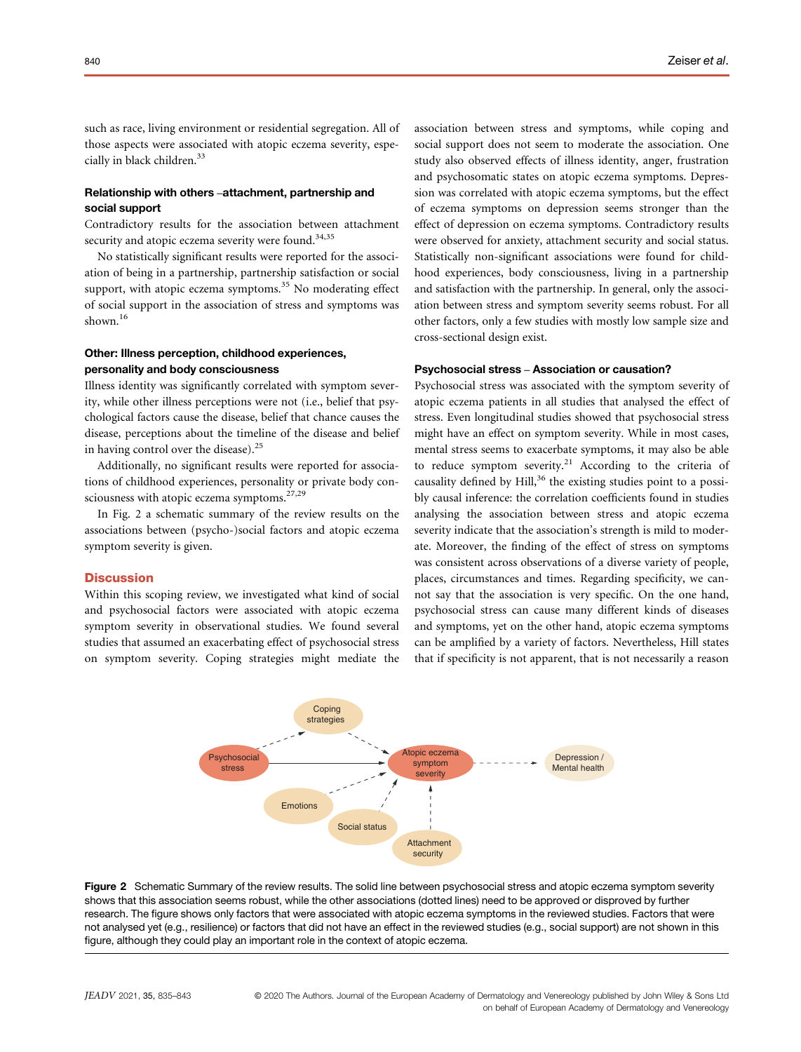such as race, living environment or residential segregation. All of those aspects were associated with atopic eczema severity, especially in black children.[33]

#### Relationship with others –attachment, partnership and social support

Contradictory results for the association between attachment security and atopic eczema severity were found.[34,35]

No statistically significant results were reported for the association of being in a partnership, partnership satisfaction or social support, with atopic eczema symptoms.[35] No moderating effect of social support in the association of stress and symptoms was shown.[16]

#### Other: Illness perception, childhood experiences, personality and body consciousness

Illness identity was significantly correlated with symptom severity, while other illness perceptions were not (i.e., belief that psychological factors cause the disease, belief that chance causes the disease, perceptions about the timeline of the disease and belief in having control over the disease).[25]

Additionally, no significant results were reported for associations of childhood experiences, personality or private body consciousness with atopic eczema symptoms.[27,29]

In Fig. 2 a schematic summary of the review results on the associations between (psycho-)social factors and atopic eczema symptom severity is given.

## Discussion

Within this scoping review, we investigated what kind of social and psychosocial factors were associated with atopic eczema symptom severity in observational studies. We found several studies that assumed an exacerbating effect of psychosocial stress on symptom severity. Coping strategies might mediate the association between stress and symptoms, while coping and social support does not seem to moderate the association. One study also observed effects of illness identity, anger, frustration and psychosomatic states on atopic eczema symptoms. Depression was correlated with atopic eczema symptoms, but the effect of eczema symptoms on depression seems stronger than the effect of depression on eczema symptoms. Contradictory results were observed for anxiety, attachment security and social status. Statistically non-significant associations were found for childhood experiences, body consciousness, living in a partnership and satisfaction with the partnership. In general, only the association between stress and symptom severity seems robust. For all other factors, only a few studies with mostly low sample size and cross-sectional design exist.

#### Psychosocial stress – Association or causation?

Psychosocial stress was associated with the symptom severity of atopic eczema patients in all studies that analysed the effect of stress. Even longitudinal studies showed that psychosocial stress might have an effect on symptom severity. While in most cases, mental stress seems to exacerbate symptoms, it may also be able to reduce symptom severity.[21] According to the criteria of causality defined by Hill,[36] the existing studies point to a possibly causal inference: the correlation coefficients found in studies analysing the association between stress and atopic eczema severity indicate that the association's strength is mild to moderate. Moreover, the finding of the effect of stress on symptoms was consistent across observations of a diverse variety of people, places, circumstances and times. Regarding specificity, we cannot say that the association is very specific. On the one hand, psychosocial stress can cause many different kinds of diseases and symptoms, yet on the other hand, atopic eczema symptoms can be amplified by a variety of factors. Nevertheless, Hill states that if specificity is not apparent, that is not necessarily a reason

**Figure 2** Schematic Summary of the review results. The solid line between psychosocial stress and atopic eczema symptom severity shows that this association seems robust, while the other associations (dotted lines) need to be approved or disproved by further research. The figure shows only factors that were associated with atopic eczema symptoms in the reviewed studies. Factors that were not analysed yet (e.g., resilience) or factors that did not have an effect in the reviewed studies (e.g., social support) are not shown in this figure, although they could play an important role in the context of atopic eczema.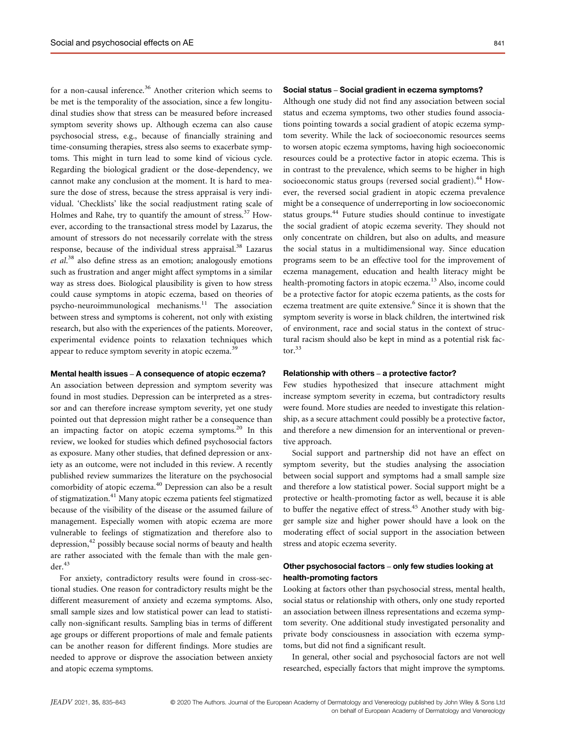for a non-causal inference.[36] Another criterion which seems to be met is the temporality of the association, since a few longitudinal studies show that stress can be measured before increased symptom severity shows up. Although eczema can also cause psychosocial stress, e.g., because of financially straining and time-consuming therapies, stress also seems to exacerbate symptoms. This might in turn lead to some kind of vicious cycle. Regarding the biological gradient or the dose-dependency, we cannot make any conclusion at the moment. It is hard to measure the dose of stress, because the stress appraisal is very individual. 'Checklists' like the social readjustment rating scale of Holmes and Rahe, try to quantify the amount of stress.[37] However, according to the transactional stress model by Lazarus, the amount of stressors do not necessarily correlate with the stress response, because of the individual stress appraisal.[38] Lazarus *et al.*[38] also define stress as an emotion; analogously emotions such as frustration and anger might affect symptoms in a similar way as stress does. Biological plausibility is given to how stress could cause symptoms in atopic eczema, based on theories of psycho-neuroimmunological mechanisms.[11] The association between stress and symptoms is coherent, not only with existing research, but also with the experiences of the patients. Moreover, experimental evidence points to relaxation techniques which appear to reduce symptom severity in atopic eczema.[39]

### Mental health issues – A consequence of atopic eczema?

An association between depression and symptom severity was found in most studies. Depression can be interpreted as a stressor and can therefore increase symptom severity, yet one study pointed out that depression might rather be a consequence than an impacting factor on atopic eczema symptoms.[20] In this review, we looked for studies which defined psychosocial factors as exposure. Many other studies, that defined depression or anxiety as an outcome, were not included in this review. A recently published review summarizes the literature on the psychosocial comorbidity of atopic eczema.[40] Depression can also be a result of stigmatization.[41] Many atopic eczema patients feel stigmatized because of the visibility of the disease or the assumed failure of management. Especially women with atopic eczema are more vulnerable to feelings of stigmatization and therefore also to depression,[42] possibly because social norms of beauty and health are rather associated with the female than with the male gender.[43]

For anxiety, contradictory results were found in cross-sectional studies. One reason for contradictory results might be the different measurement of anxiety and eczema symptoms. Also, small sample sizes and low statistical power can lead to statistically non-significant results. Sampling bias in terms of different age groups or different proportions of male and female patients can be another reason for different findings. More studies are needed to approve or disprove the association between anxiety and atopic eczema symptoms.

### Social status – Social gradient in eczema symptoms?

Although one study did not find any association between social status and eczema symptoms, two other studies found associations pointing towards a social gradient of atopic eczema symptom severity. While the lack of socioeconomic resources seems to worsen atopic eczema symptoms, having high socioeconomic resources could be a protective factor in atopic eczema. This is in contrast to the prevalence, which seems to be higher in high socioeconomic status groups (reversed social gradient).[44] However, the reversed social gradient in atopic eczema prevalence might be a consequence of underreporting in low socioeconomic status groups.[44] Future studies should continue to investigate the social gradient of atopic eczema severity. They should not only concentrate on children, but also on adults, and measure the social status in a multidimensional way. Since education programs seem to be an effective tool for the improvement of eczema management, education and health literacy might be health-promoting factors in atopic eczema.[13] Also, income could be a protective factor for atopic eczema patients, as the costs for eczema treatment are quite extensive.[6] Since it is shown that the symptom severity is worse in black children, the intertwined risk of environment, race and social status in the context of structural racism should also be kept in mind as a potential risk factor.[33]

### Relationship with others – a protective factor?

Few studies hypothesized that insecure attachment might increase symptom severity in eczema, but contradictory results were found. More studies are needed to investigate this relationship, as a secure attachment could possibly be a protective factor, and therefore a new dimension for an interventional or preventive approach.

Social support and partnership did not have an effect on symptom severity, but the studies analysing the association between social support and symptoms had a small sample size and therefore a low statistical power. Social support might be a protective or health-promoting factor as well, because it is able to buffer the negative effect of stress.[45] Another study with bigger sample size and higher power should have a look on the moderating effect of social support in the association between stress and atopic eczema severity.

### Other psychosocial factors – only few studies looking at health-promoting factors

Looking at factors other than psychosocial stress, mental health, social status or relationship with others, only one study reported an association between illness representations and eczema symptom severity. One additional study investigated personality and private body consciousness in association with eczema symptoms, but did not find a significant result.

In general, other social and psychosocial factors are not well researched, especially factors that might improve the symptoms.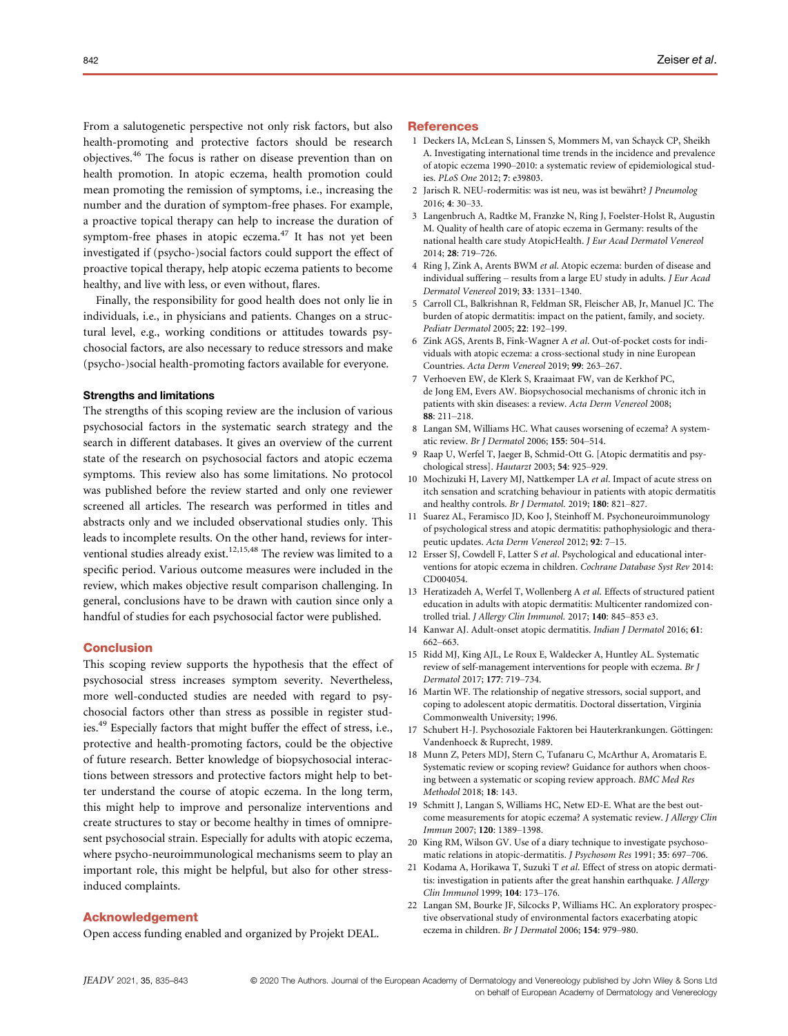From a salutogenetic perspective not only risk factors, but also health-promoting and protective factors should be research objectives.[46] The focus is rather on disease prevention than on health promotion. In atopic eczema, health promotion could mean promoting the remission of symptoms, i.e., increasing the number and the duration of symptom-free phases. For example, a proactive topical therapy can help to increase the duration of symptom-free phases in atopic eczema.[47] It has not yet been investigated if (psycho-)social factors could support the effect of proactive topical therapy, help atopic eczema patients to become healthy, and live with less, or even without, flares.

Finally, the responsibility for good health does not only lie in individuals, i.e., in physicians and patients. Changes on a structural level, e.g., working conditions or attitudes towards psychosocial factors, are also necessary to reduce stressors and make (psycho-)social health-promoting factors available for everyone.

### Strengths and limitations

The strengths of this scoping review are the inclusion of various psychosocial factors in the systematic search strategy and the search in different databases. It gives an overview of the current state of the research on psychosocial factors and atopic eczema symptoms. This review also has some limitations. No protocol was published before the review started and only one reviewer screened all articles. The research was performed in titles and abstracts only and we included observational studies only. This leads to incomplete results. On the other hand, reviews for interventional studies already exist.[12,15,48] The review was limited to a specific period. Various outcome measures were included in the review, which makes objective result comparison challenging. In general, conclusions have to be drawn with caution since only a handful of studies for each psychosocial factor were published.

## Conclusion

This scoping review supports the hypothesis that the effect of psychosocial stress increases symptom severity. Nevertheless, more well-conducted studies are needed with regard to psychosocial factors other than stress as possible in register studies.[49] Especially factors that might buffer the effect of stress, i.e., protective and health-promoting factors, could be the objective of future research. Better knowledge of biopsychosocial interactions between stressors and protective factors might help to better understand the course of atopic eczema. In the long term, this might help to improve and personalize interventions and create structures to stay or become healthy in times of omnipresent psychosocial strain. Especially for adults with atopic eczema, where psycho-neuroimmunological mechanisms seem to play an important role, this might be helpful, but also for other stress-induced complaints.

## Acknowledgement

Open access funding enabled and organized by Projekt DEAL.

## References

1. Deckers IA, McLean S, Linssen S, Mommers M, van Schayck CP, Sheikh A. Investigating international time trends in the incidence and prevalence of atopic eczema 1990–2010: a systematic review of epidemiological studies. *PLoS One* 2012; **7**: e39803.
2. Jarisch R. NEU-rodermitis: was ist neu, was ist bewährt? *J Pneumolog* 2016; **4**: 30–33.
3. Langenbruch A, Radtke M, Franzke N, Ring J, Foelster-Holst R, Augustin M. Quality of health care of atopic eczema in Germany: results of the national health care study AtopicHealth. *J Eur Acad Dermatol Venereol* 2014; **28**: 719–726.
4. Ring J, Zink A, Arents BWM *et al*. Atopic eczema: burden of disease and individual suffering – results from a large EU study in adults. *J Eur Acad Dermatol Venereol* 2019; **33**: 1331–1340.
5. Carroll CL, Balkrishnan R, Feldman SR, Fleischer AB, Jr, Manuel JC. The burden of atopic dermatitis: impact on the patient, family, and society. *Pediatr Dermatol* 2005; **22**: 192–199.
6. Zink AGS, Arents B, Fink-Wagner A *et al*. Out-of-pocket costs for individuals with atopic eczema: a cross-sectional study in nine European Countries. *Acta Derm Venereol* 2019; **99**: 263–267.
7. Verhoeven EW, de Klerk S, Kraaimaat FW, van de Kerkhof PC, de Jong EM, Evers AW. Biopsychosocial mechanisms of chronic itch in patients with skin diseases: a review. *Acta Derm Venereol* 2008; **88**: 211–218.
8. Langan SM, Williams HC. What causes worsening of eczema? A systematic review. *Br J Dermatol* 2006; **155**: 504–514.
9. Raap U, Werfel T, Jaeger B, Schmid-Ott G. [Atopic dermatitis and psychological stress]. *Hautarzt* 2003; **54**: 925–929.
10. Mochizuki H, Lavery MJ, Nattkemper LA *et al*. Impact of acute stress on itch sensation and scratching behaviour in patients with atopic dermatitis and healthy controls. *Br J Dermatol.* 2019; **180**: 821–827.
11. Suarez AL, Feramisco JD, Koo J, Steinhoff M. Psychoneuroimmunology of psychological stress and atopic dermatitis: pathophysiologic and therapeutic updates. *Acta Derm Venereol* 2012; **92**: 7–15.
12. Ersser SJ, Cowdell F, Latter S *et al*. Psychological and educational interventions for atopic eczema in children. *Cochrane Database Syst Rev* 2014: CD004054.
13. Heratizadeh A, Werfel T, Wollenberg A *et al*. Effects of structured patient education in adults with atopic dermatitis: Multicenter randomized controlled trial. *J Allergy Clin Immunol.* 2017; **140**: 845–853 e3.
14. Kanwar AJ. Adult-onset atopic dermatitis. *Indian J Dermatol* 2016; **61**: 662–663.
15. Ridd MJ, King AJL, Le Roux E, Waldecker A, Huntley AL. Systematic review of self-management interventions for people with eczema. *Br J Dermatol* 2017; **177**: 719–734.
16. Martin WF. The relationship of negative stressors, social support, and coping to adolescent atopic dermatitis. Doctoral dissertation, Virginia Commonwealth University; 1996.
17. Schubert H-J. Psychosoziale Faktoren bei Hauterkrankungen. Göttingen: Vandenhoeck & Ruprecht, 1989.
18. Munn Z, Peters MDJ, Stern C, Tufanaru C, McArthur A, Aromataris E. Systematic review or scoping review? Guidance for authors when choosing between a systematic or scoping review approach. *BMC Med Res Methodol* 2018; **18**: 143.
19. Schmitt J, Langan S, Williams HC, Netw ED-E. What are the best outcome measurements for atopic eczema? A systematic review. *J Allergy Clin Immun* 2007; **120**: 1389–1398.
20. King RM, Wilson GV. Use of a diary technique to investigate psychosomatic relations in atopic-dermatitis. *J Psychosom Res* 1991; **35**: 697–706.
21. Kodama A, Horikawa T, Suzuki T *et al*. Effect of stress on atopic dermatitis: investigation in patients after the great hanshin earthquake. *J Allergy Clin Immunol* 1999; **104**: 173–176.
22. Langan SM, Bourke JF, Silcocks P, Williams HC. An exploratory prospective observational study of environmental factors exacerbating atopic eczema in children. *Br J Dermatol* 2006; **154**: 979–980.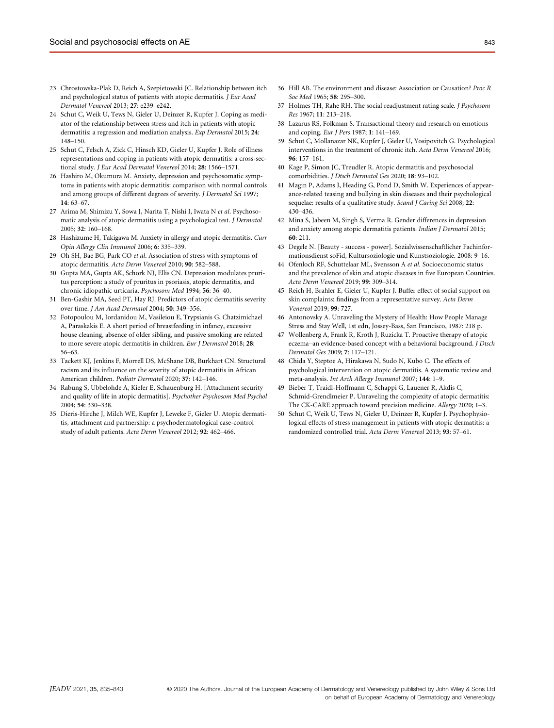23 Chrostowska-Plak D, Reich A, Szepietowski JC. Relationship between itch and psychological status of patients with atopic dermatitis. *J Eur Acad Dermatol Venereol* 2013; **27**: e239–e242.

24 Schut C, Weik U, Tews N, Gieler U, Deinzer R, Kupfer J. Coping as mediator of the relationship between stress and itch in patients with atopic dermatitis: a regression and mediation analysis. *Exp Dermatol* 2015; **24**: 148–150.

25 Schut C, Felsch A, Zick C, Hinsch KD, Gieler U, Kupfer J. Role of illness representations and coping in patients with atopic dermatitis: a cross-sectional study. *J Eur Acad Dermatol Venereol* 2014; **28**: 1566–1571.

26 Hashiro M, Okumura M. Anxiety, depression and psychosomatic symptoms in patients with atopic dermatitis: comparison with normal controls and among groups of different degrees of severity. *J Dermatol Sci* 1997; **14**: 63–67.

27 Arima M, Shimizu Y, Sowa J, Narita T, Nishi I, Iwata N *et al*. Psychosomatic analysis of atopic dermatitis using a psychological test. *J Dermatol* 2005; **32**: 160–168.

28 Hashizume H, Takigawa M. Anxiety in allergy and atopic dermatitis. *Curr Opin Allergy Clin Immunol* 2006; **6**: 335–339.

29 Oh SH, Bae BG, Park CO *et al*. Association of stress with symptoms of atopic dermatitis. *Acta Derm Venereol* 2010; **90**: 582–588.

30 Gupta MA, Gupta AK, Schork NJ, Ellis CN. Depression modulates pruritus perception: a study of pruritus in psoriasis, atopic dermatitis, and chronic idiopathic urticaria. *Psychosom Med* 1994; **56**: 36–40.

31 Ben-Gashir MA, Seed PT, Hay RJ. Predictors of atopic dermatitis severity over time. *J Am Acad Dermatol* 2004; **50**: 349–356.

32 Fotopoulou M, Iordanidou M, Vasileiou E, Trypsianis G, Chatzimichael A, Paraskakis E. A short period of breastfeeding in infancy, excessive house cleaning, absence of older sibling, and passive smoking are related to more severe atopic dermatitis in children. *Eur J Dermatol* 2018; **28**: 56–63.

33 Tackett KJ, Jenkins F, Morrell DS, McShane DB, Burkhart CN. Structural racism and its influence on the severity of atopic dermatitis in African American children. *Pediatr Dermatol* 2020; **37**: 142–146.

34 Rabung S, Ubbelohde A, Kiefer E, Schauenburg H. [Attachment security and quality of life in atopic dermatitis]. *Psychother Psychosom Med Psychol* 2004; **54**: 330–338.

35 Dieris-Hirche J, Milch WE, Kupfer J, Leweke F, Gieler U. Atopic dermatitis, attachment and partnership: a psychodermatological case-control study of adult patients. *Acta Derm Venereol* 2012; **92**: 462–466.

36 Hill AB. The environment and disease: Association or Causation? *Proc R Soc Med* 1965; **58**: 295–300.

37 Holmes TH, Rahe RH. The social readjustment rating scale. *J Psychosom Res* 1967; **11**: 213–218.

38 Lazarus RS, Folkman S. Transactional theory and research on emotions and coping. *Eur J Pers* 1987; **1**: 141–169.

39 Schut C, Mollanazar NK, Kupfer J, Gieler U, Yosipovitch G. Psychological interventions in the treatment of chronic itch. *Acta Derm Venereol* 2016; **96**: 157–161.

40 Kage P, Simon JC, Treudler R. Atopic dermatitis and psychosocial comorbidities. *J Dtsch Dermatol Ges* 2020; **18**: 93–102.

41 Magin P, Adams J, Heading G, Pond D, Smith W. Experiences of appearance-related teasing and bullying in skin diseases and their psychological sequelae: results of a qualitative study. *Scand J Caring Sci* 2008; **22**: 430–436.

42 Mina S, Jabeen M, Singh S, Verma R. Gender differences in depression and anxiety among atopic dermatitis patients. *Indian J Dermatol* 2015; **60**: 211.

43 Degele N. [Beauty - success - power]. Sozialwissenschaftlicher Fachinformationsdienst soFid, Kultursoziologie und Kunstsoziologie. 2008: 9–16.

44 Ofenloch RF, Schuttelaar ML, Svensson A *et al*. Socioeconomic status and the prevalence of skin and atopic diseases in five European Countries. *Acta Derm Venereol* 2019; **99**: 309–314.

45 Reich H, Brahler E, Gieler U, Kupfer J. Buffer effect of social support on skin complaints: findings from a representative survey. *Acta Derm Venereol* 2019; **99**: 727.

46 Antonovsky A. Unraveling the Mystery of Health: How People Manage Stress and Stay Well, 1st edn, Jossey-Bass, San Francisco, 1987: 218 p.

47 Wollenberg A, Frank R, Kroth J, Ruzicka T. Proactive therapy of atopic eczema–an evidence-based concept with a behavioral background. *J Dtsch Dermatol Ges* 2009; **7**: 117–121.

48 Chida Y, Steptoe A, Hirakawa N, Sudo N, Kubo C. The effects of psychological intervention on atopic dermatitis. A systematic review and meta-analysis. *Int Arch Allergy Immunol* 2007; **144**: 1–9.

49 Bieber T, Traidl-Hoffmann C, Schappi G, Lauener R, Akdis C, Schmid-Grendlmeier P. Unraveling the complexity of atopic dermatitis: The CK-CARE approach toward precision medicine. *Allergy* 2020; 1–3.

50 Schut C, Weik U, Tews N, Gieler U, Deinzer R, Kupfer J. Psychophysiological effects of stress management in patients with atopic dermatitis: a randomized controlled trial. *Acta Derm Venereol* 2013; **93**: 57–61.